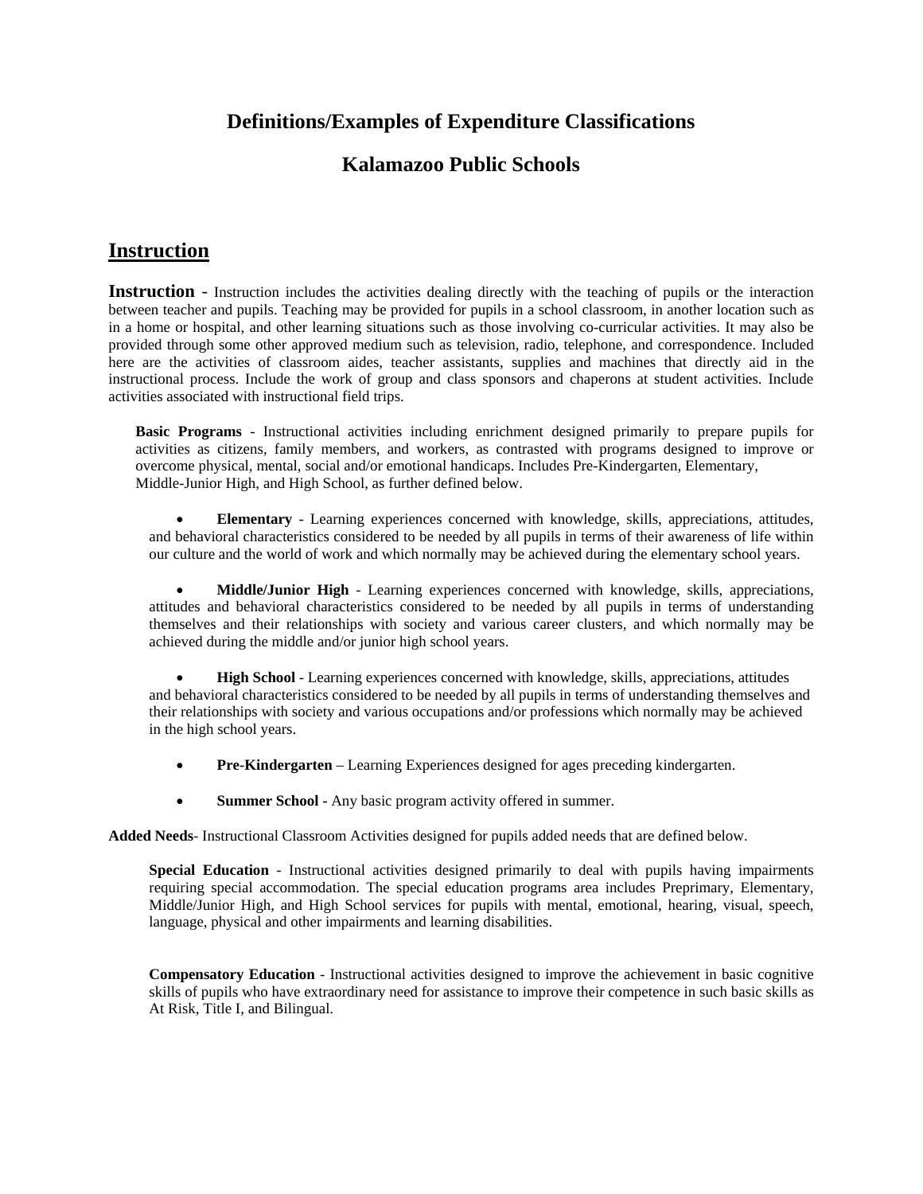# Definitions/Examples of Expenditure Classifications

# Kalamazoo Public Schools

## Instruction

**Instruction -** Instruction includes the activities dealing directly with the teaching of pupils or the interaction between teacher and pupils. Teaching may be provided for pupils in a school classroom, in another location such as in a home or hospital, and other learning situations such as those involving co-curricular activities. It may also be provided through some other approved medium such as television, radio, telephone, and correspondence. Included here are the activities of classroom aides, teacher assistants, supplies and machines that directly aid in the instructional process. Include the work of group and class sponsors and chaperons at student activities. Include activities associated with instructional field trips.

**Basic Programs** - Instructional activities including enrichment designed primarily to prepare pupils for activities as citizens, family members, and workers, as contrasted with programs designed to improve or overcome physical, mental, social and/or emotional handicaps. Includes Pre-Kindergarten, Elementary, Middle-Junior High, and High School, as further defined below.

- **Elementary** - Learning experiences concerned with knowledge, skills, appreciations, attitudes, and behavioral characteristics considered to be needed by all pupils in terms of their awareness of life within our culture and the world of work and which normally may be achieved during the elementary school years.

- **Middle/Junior High** - Learning experiences concerned with knowledge, skills, appreciations, attitudes and behavioral characteristics considered to be needed by all pupils in terms of understanding themselves and their relationships with society and various career clusters, and which normally may be achieved during the middle and/or junior high school years.

- **High School** - Learning experiences concerned with knowledge, skills, appreciations, attitudes and behavioral characteristics considered to be needed by all pupils in terms of understanding themselves and their relationships with society and various occupations and/or professions which normally may be achieved in the high school years.

- **Pre-Kindergarten** – Learning Experiences designed for ages preceding kindergarten.

- **Summer School -** Any basic program activity offered in summer.

**Added Needs**- Instructional Classroom Activities designed for pupils added needs that are defined below.

**Special Education** - Instructional activities designed primarily to deal with pupils having impairments requiring special accommodation. The special education programs area includes Preprimary, Elementary, Middle/Junior High, and High School services for pupils with mental, emotional, hearing, visual, speech, language, physical and other impairments and learning disabilities.

**Compensatory Education** - Instructional activities designed to improve the achievement in basic cognitive skills of pupils who have extraordinary need for assistance to improve their competence in such basic skills as At Risk, Title I, and Bilingual.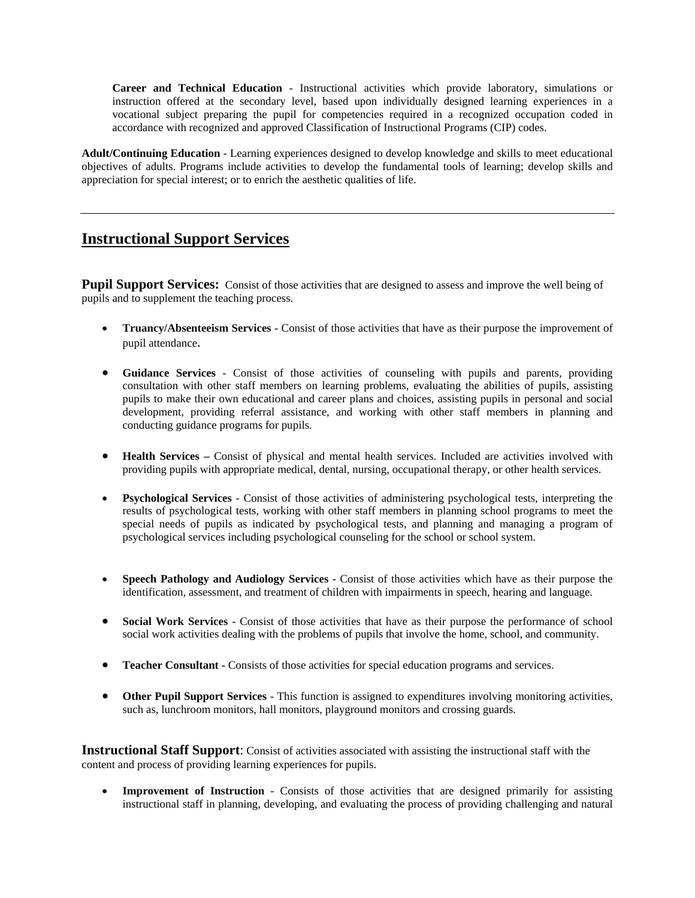**Career and Technical Education** - Instructional activities which provide laboratory, simulations or instruction offered at the secondary level, based upon individually designed learning experiences in a vocational subject preparing the pupil for competencies required in a recognized occupation coded in accordance with recognized and approved Classification of Instructional Programs (CIP) codes.

**Adult/Continuing Education** - Learning experiences designed to develop knowledge and skills to meet educational objectives of adults. Programs include activities to develop the fundamental tools of learning; develop skills and appreciation for special interest; or to enrich the aesthetic qualities of life.

---

## Instructional Support Services

### Pupil Support Services:

Consist of those activities that are designed to assess and improve the well being of pupils and to supplement the teaching process.

- **Truancy/Absenteeism Services** - Consist of those activities that have as their purpose the improvement of pupil attendance.
- **Guidance Services** - Consist of those activities of counseling with pupils and parents, providing consultation with other staff members on learning problems, evaluating the abilities of pupils, assisting pupils to make their own educational and career plans and choices, assisting pupils in personal and social development, providing referral assistance, and working with other staff members in planning and conducting guidance programs for pupils.
- **Health Services –** Consist of physical and mental health services. Included are activities involved with providing pupils with appropriate medical, dental, nursing, occupational therapy, or other health services.
- **Psychological Services** - Consist of those activities of administering psychological tests, interpreting the results of psychological tests, working with other staff members in planning school programs to meet the special needs of pupils as indicated by psychological tests, and planning and managing a program of psychological services including psychological counseling for the school or school system.
- **Speech Pathology and Audiology Services** - Consist of those activities which have as their purpose the identification, assessment, and treatment of children with impairments in speech, hearing and language.
- **Social Work Services** - Consist of those activities that have as their purpose the performance of school social work activities dealing with the problems of pupils that involve the home, school, and community.
- **Teacher Consultant -** Consists of those activities for special education programs and services.
- **Other Pupil Support Services** - This function is assigned to expenditures involving monitoring activities, such as, lunchroom monitors, hall monitors, playground monitors and crossing guards.

### Instructional Staff Support:

Consist of activities associated with assisting the instructional staff with the content and process of providing learning experiences for pupils.

- **Improvement of Instruction** - Consists of those activities that are designed primarily for assisting instructional staff in planning, developing, and evaluating the process of providing challenging and natural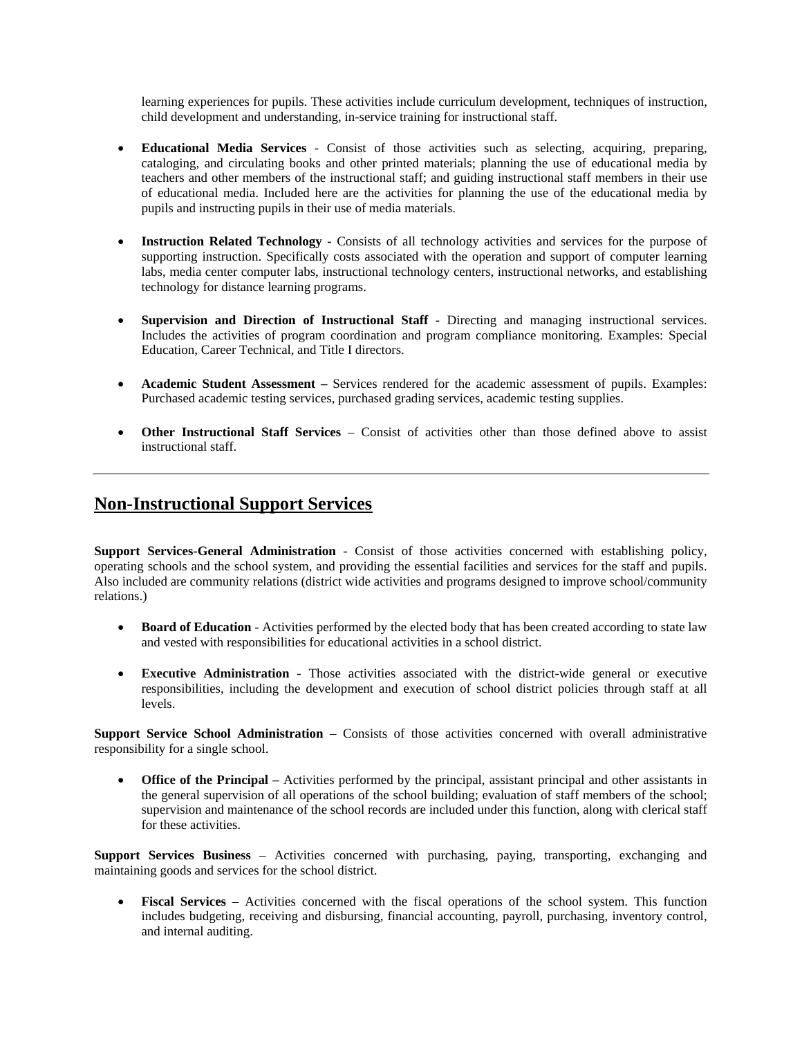learning experiences for pupils. These activities include curriculum development, techniques of instruction, child development and understanding, in-service training for instructional staff.

- **Educational Media Services** - Consist of those activities such as selecting, acquiring, preparing, cataloging, and circulating books and other printed materials; planning the use of educational media by teachers and other members of the instructional staff; and guiding instructional staff members in their use of educational media. Included here are the activities for planning the use of the educational media by pupils and instructing pupils in their use of media materials.

- **Instruction Related Technology** - Consists of all technology activities and services for the purpose of supporting instruction. Specifically costs associated with the operation and support of computer learning labs, media center computer labs, instructional technology centers, instructional networks, and establishing technology for distance learning programs.

- **Supervision and Direction of Instructional Staff** - Directing and managing instructional services. Includes the activities of program coordination and program compliance monitoring. Examples: Special Education, Career Technical, and Title I directors.

- **Academic Student Assessment –** Services rendered for the academic assessment of pupils. Examples: Purchased academic testing services, purchased grading services, academic testing supplies.

- **Other Instructional Staff Services** – Consist of activities other than those defined above to assist instructional staff.

---

## Non-Instructional Support Services

**Support Services-General Administration** - Consist of those activities concerned with establishing policy, operating schools and the school system, and providing the essential facilities and services for the staff and pupils. Also included are community relations (district wide activities and programs designed to improve school/community relations.)

- **Board of Education** - Activities performed by the elected body that has been created according to state law and vested with responsibilities for educational activities in a school district.

- **Executive Administration** - Those activities associated with the district-wide general or executive responsibilities, including the development and execution of school district policies through staff at all levels.

**Support Service School Administration** – Consists of those activities concerned with overall administrative responsibility for a single school.

- **Office of the Principal –** Activities performed by the principal, assistant principal and other assistants in the general supervision of all operations of the school building; evaluation of staff members of the school; supervision and maintenance of the school records are included under this function, along with clerical staff for these activities.

**Support Services Business** – Activities concerned with purchasing, paying, transporting, exchanging and maintaining goods and services for the school district.

- **Fiscal Services** – Activities concerned with the fiscal operations of the school system. This function includes budgeting, receiving and disbursing, financial accounting, payroll, purchasing, inventory control, and internal auditing.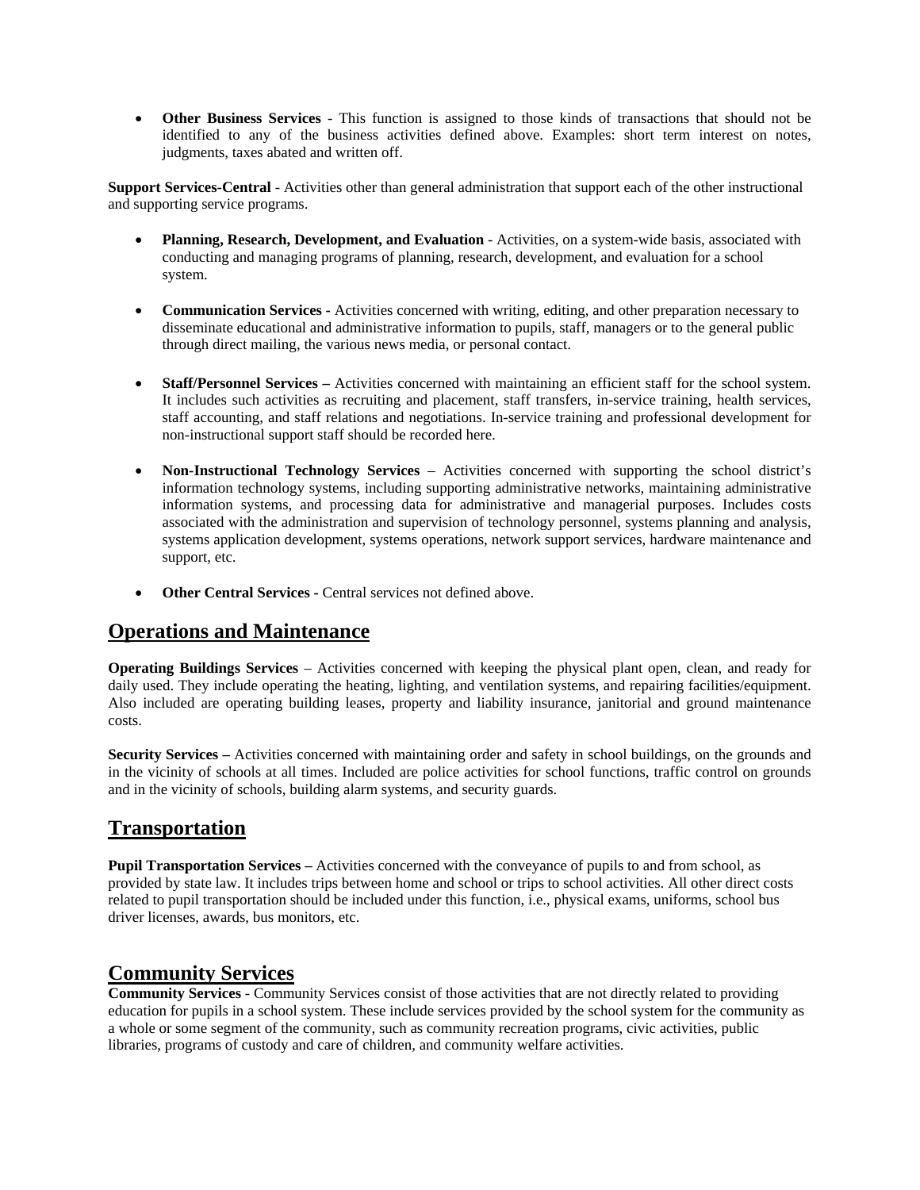- **Other Business Services** - This function is assigned to those kinds of transactions that should not be identified to any of the business activities defined above. Examples: short term interest on notes, judgments, taxes abated and written off.

**Support Services-Central** - Activities other than general administration that support each of the other instructional and supporting service programs.

- **Planning, Research, Development, and Evaluation** - Activities, on a system-wide basis, associated with conducting and managing programs of planning, research, development, and evaluation for a school system.

- **Communication Services -** Activities concerned with writing, editing, and other preparation necessary to disseminate educational and administrative information to pupils, staff, managers or to the general public through direct mailing, the various news media, or personal contact.

- **Staff/Personnel Services –** Activities concerned with maintaining an efficient staff for the school system. It includes such activities as recruiting and placement, staff transfers, in-service training, health services, staff accounting, and staff relations and negotiations. In-service training and professional development for non-instructional support staff should be recorded here.

- **Non-Instructional Technology Services** – Activities concerned with supporting the school district's information technology systems, including supporting administrative networks, maintaining administrative information systems, and processing data for administrative and managerial purposes. Includes costs associated with the administration and supervision of technology personnel, systems planning and analysis, systems application development, systems operations, network support services, hardware maintenance and support, etc.

- **Other Central Services -** Central services not defined above.

## Operations and Maintenance

**Operating Buildings Services** – Activities concerned with keeping the physical plant open, clean, and ready for daily used. They include operating the heating, lighting, and ventilation systems, and repairing facilities/equipment. Also included are operating building leases, property and liability insurance, janitorial and ground maintenance costs.

**Security Services –** Activities concerned with maintaining order and safety in school buildings, on the grounds and in the vicinity of schools at all times. Included are police activities for school functions, traffic control on grounds and in the vicinity of schools, building alarm systems, and security guards.

## Transportation

**Pupil Transportation Services –** Activities concerned with the conveyance of pupils to and from school, as provided by state law. It includes trips between home and school or trips to school activities. All other direct costs related to pupil transportation should be included under this function, i.e., physical exams, uniforms, school bus driver licenses, awards, bus monitors, etc.

## Community Services

**Community Services** - Community Services consist of those activities that are not directly related to providing education for pupils in a school system. These include services provided by the school system for the community as a whole or some segment of the community, such as community recreation programs, civic activities, public libraries, programs of custody and care of children, and community welfare activities.